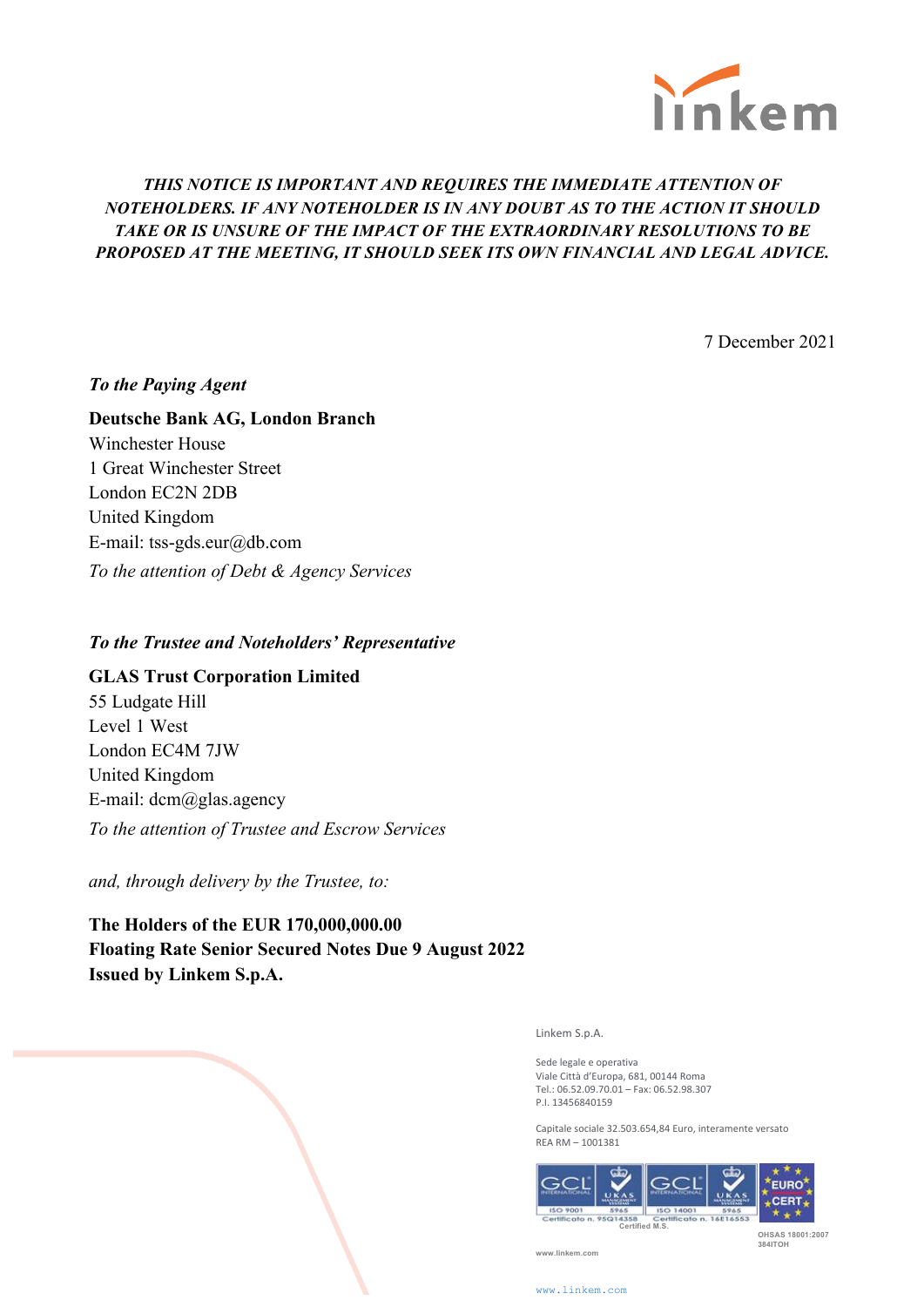***THIS NOTICE IS IMPORTANT AND REQUIRES THE IMMEDIATE ATTENTION OF NOTEHOLDERS. IF ANY NOTEHOLDER IS IN ANY DOUBT AS TO THE ACTION IT SHOULD TAKE OR IS UNSURE OF THE IMPACT OF THE EXTRAORDINARY RESOLUTIONS TO BE PROPOSED AT THE MEETING, IT SHOULD SEEK ITS OWN FINANCIAL AND LEGAL ADVICE.***

7 December 2021

***To the Paying Agent***

**Deutsche Bank AG, London Branch**
Winchester House
1 Great Winchester Street
London EC2N 2DB
United Kingdom
E-mail: tss-gds.eur@db.com
*To the attention of Debt & Agency Services*

***To the Trustee and Noteholders' Representative***

**GLAS Trust Corporation Limited**
55 Ludgate Hill
Level 1 West
London EC4M 7JW
United Kingdom
E-mail: dcm@glas.agency
*To the attention of Trustee and Escrow Services*

*and, through delivery by the Trustee, to:*

**The Holders of the EUR 170,000,000.00**
**Floating Rate Senior Secured Notes Due 9 August 2022**
**Issued by Linkem S.p.A.**

Linkem S.p.A.

Sede legale e operativa
Viale Città d'Europa, 681, 00144 Roma
Tel.: 06.52.09.70.01 – Fax: 06.52.98.307
P.I. 13456840159

Capitale sociale 32.503.654,84 Euro, interamente versato
REA RM – 1001381

www.linkem.com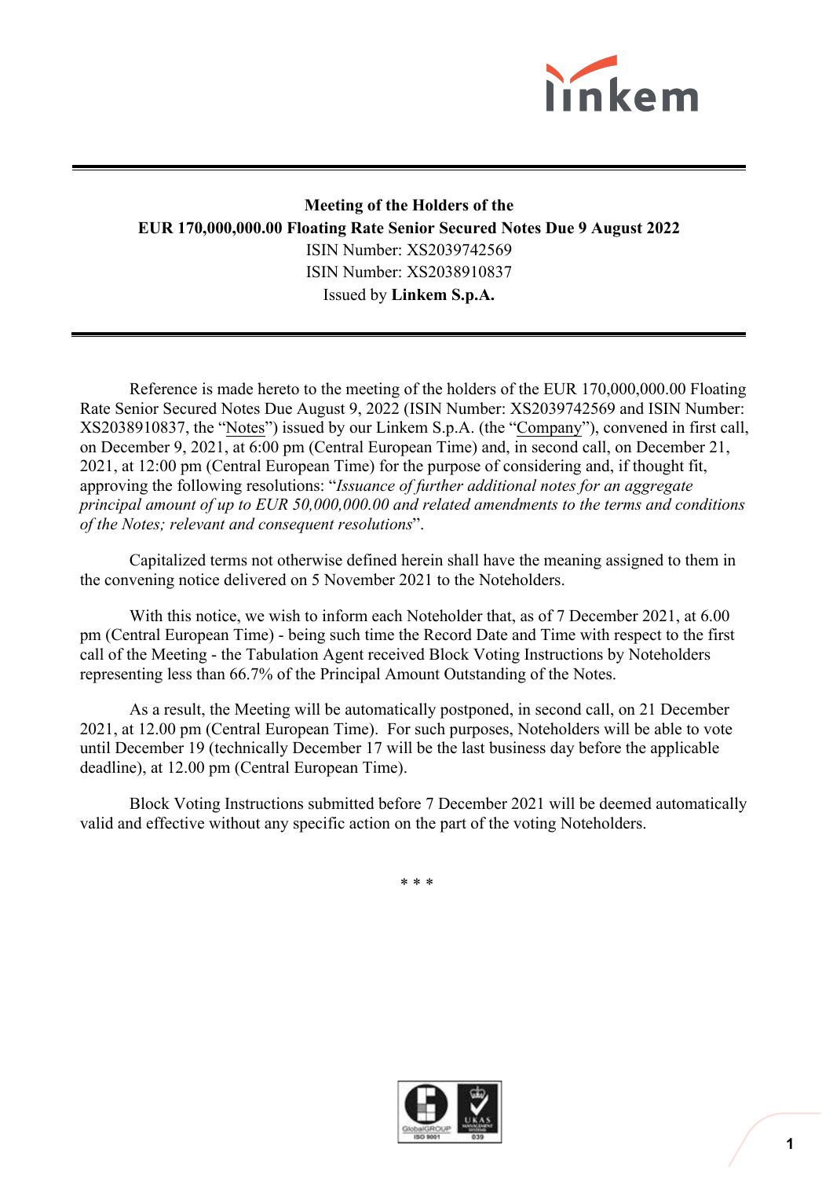**Meeting of the Holders of the**
**EUR 170,000,000.00 Floating Rate Senior Secured Notes Due 9 August 2022**
ISIN Number: XS2039742569
ISIN Number: XS2038910837
Issued by **Linkem S.p.A.**

---

Reference is made hereto to the meeting of the holders of the EUR 170,000,000.00 Floating Rate Senior Secured Notes Due August 9, 2022 (ISIN Number: XS2039742569 and ISIN Number: XS2038910837, the "Notes") issued by our Linkem S.p.A. (the "Company"), convened in first call, on December 9, 2021, at 6:00 pm (Central European Time) and, in second call, on December 21, 2021, at 12:00 pm (Central European Time) for the purpose of considering and, if thought fit, approving the following resolutions: "*Issuance of further additional notes for an aggregate principal amount of up to EUR 50,000,000.00 and related amendments to the terms and conditions of the Notes; relevant and consequent resolutions*".

Capitalized terms not otherwise defined herein shall have the meaning assigned to them in the convening notice delivered on 5 November 2021 to the Noteholders.

With this notice, we wish to inform each Noteholder that, as of 7 December 2021, at 6.00 pm (Central European Time) - being such time the Record Date and Time with respect to the first call of the Meeting - the Tabulation Agent received Block Voting Instructions by Noteholders representing less than 66.7% of the Principal Amount Outstanding of the Notes.

As a result, the Meeting will be automatically postponed, in second call, on 21 December 2021, at 12.00 pm (Central European Time). For such purposes, Noteholders will be able to vote until December 19 (technically December 17 will be the last business day before the applicable deadline), at 12.00 pm (Central European Time).

Block Voting Instructions submitted before 7 December 2021 will be deemed automatically valid and effective without any specific action on the part of the voting Noteholders.

* * *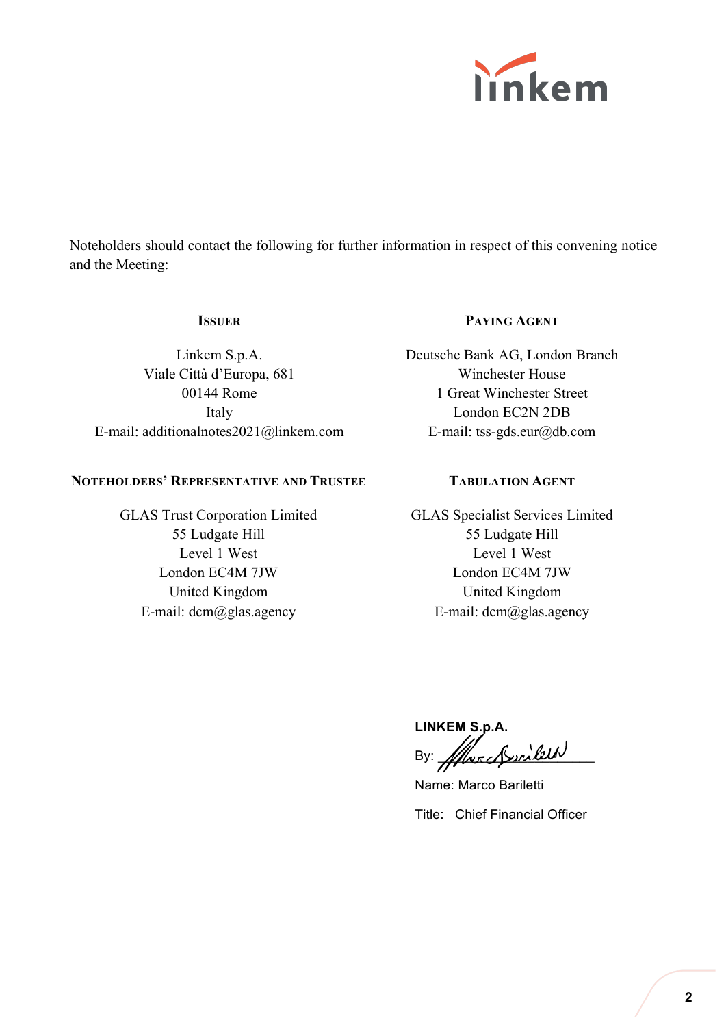Noteholders should contact the following for further information in respect of this convening notice and the Meeting:

**ISSUER**

Linkem S.p.A.
Viale Città d'Europa, 681
00144 Rome
Italy
E-mail: additionalnotes2021@linkem.com

**PAYING AGENT**

Deutsche Bank AG, London Branch
Winchester House
1 Great Winchester Street
London EC2N 2DB
E-mail: tss-gds.eur@db.com

**NOTEHOLDERS' REPRESENTATIVE AND TRUSTEE**

GLAS Trust Corporation Limited
55 Ludgate Hill
Level 1 West
London EC4M 7JW
United Kingdom
E-mail: dcm@glas.agency

**TABULATION AGENT**

GLAS Specialist Services Limited
55 Ludgate Hill
Level 1 West
London EC4M 7JW
United Kingdom
E-mail: dcm@glas.agency

**LINKEM S.p.A.**

By: ______________________

Name: Marco Bariletti

Title: Chief Financial Officer